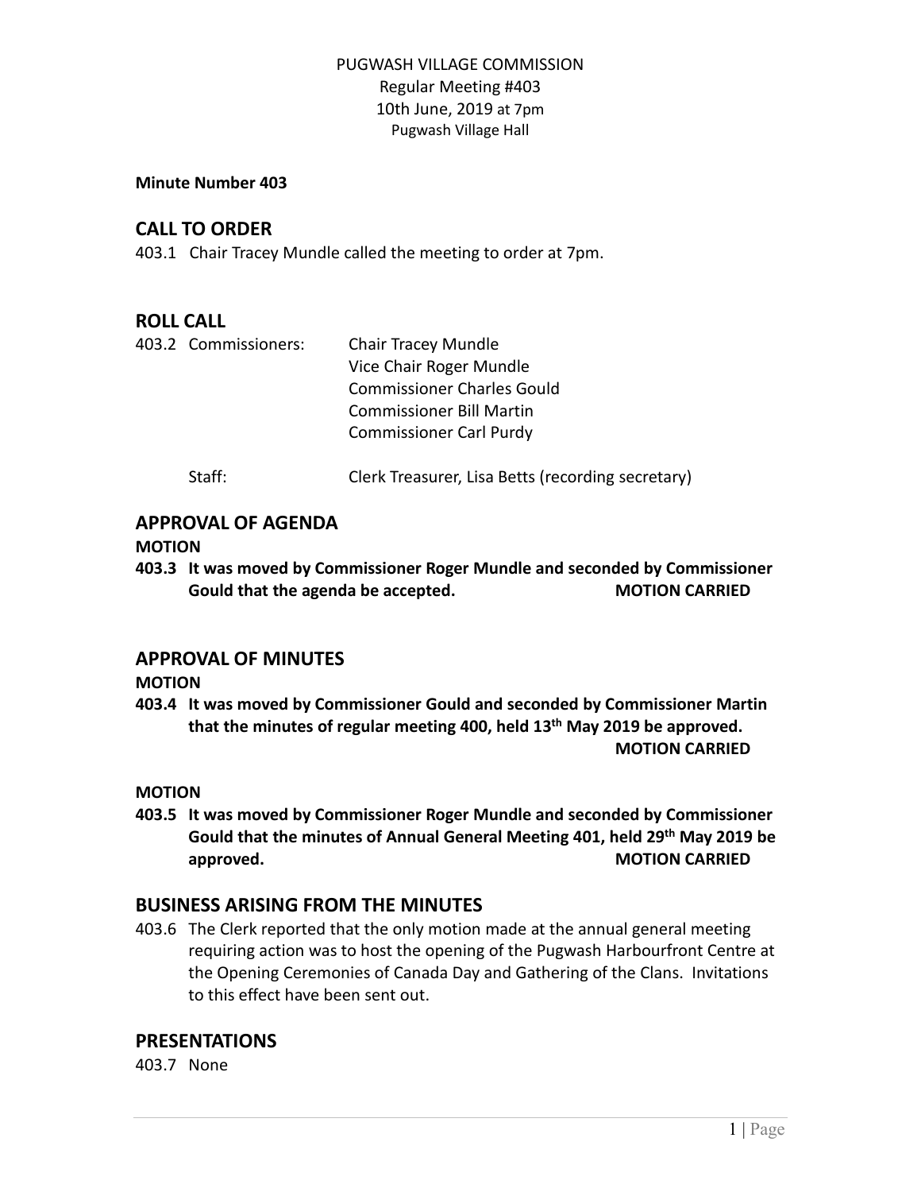PUGWASH VILLAGE COMMISSION
Regular Meeting #403
10th June, 2019 at 7pm
Pugwash Village Hall

**Minute Number 403**

## CALL TO ORDER

403.1 Chair Tracey Mundle called the meeting to order at 7pm.

## ROLL CALL

403.2 Commissioners: Chair Tracey Mundle
Vice Chair Roger Mundle
Commissioner Charles Gould
Commissioner Bill Martin
Commissioner Carl Purdy

Staff: Clerk Treasurer, Lisa Betts (recording secretary)

## APPROVAL OF AGENDA

**MOTION**

**403.3 It was moved by Commissioner Roger Mundle and seconded by Commissioner Gould that the agenda be accepted. MOTION CARRIED**

## APPROVAL OF MINUTES

**MOTION**

**403.4 It was moved by Commissioner Gould and seconded by Commissioner Martin that the minutes of regular meeting 400, held 13th May 2019 be approved. MOTION CARRIED**

**MOTION**

**403.5 It was moved by Commissioner Roger Mundle and seconded by Commissioner Gould that the minutes of Annual General Meeting 401, held 29th May 2019 be approved. MOTION CARRIED**

## BUSINESS ARISING FROM THE MINUTES

403.6 The Clerk reported that the only motion made at the annual general meeting requiring action was to host the opening of the Pugwash Harbourfront Centre at the Opening Ceremonies of Canada Day and Gathering of the Clans. Invitations to this effect have been sent out.

## PRESENTATIONS

403.7 None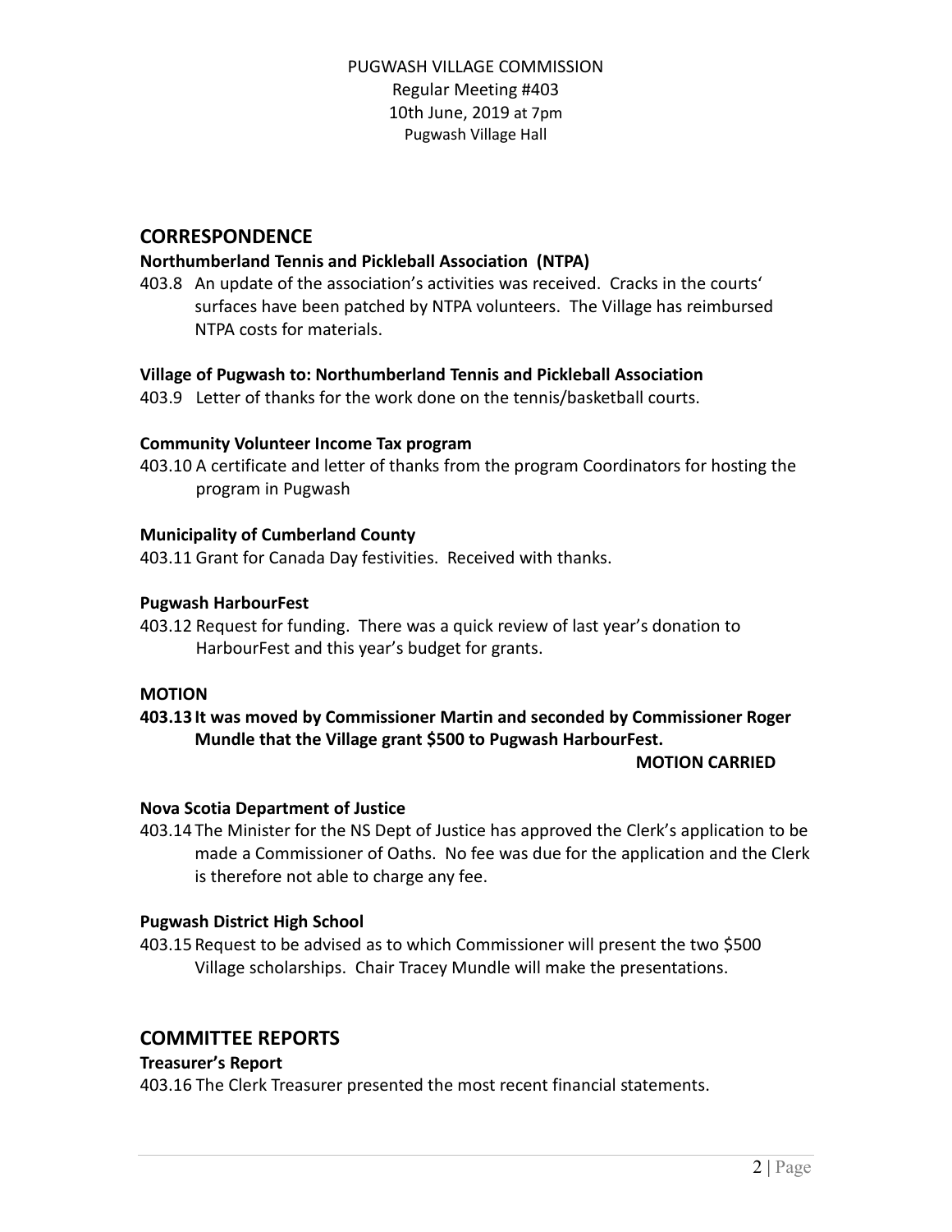PUGWASH VILLAGE COMMISSION
Regular Meeting #403
10th June, 2019 at 7pm
Pugwash Village Hall

## CORRESPONDENCE

**Northumberland Tennis and Pickleball Association (NTPA)**

403.8 An update of the association's activities was received. Cracks in the courts' surfaces have been patched by NTPA volunteers. The Village has reimbursed NTPA costs for materials.

**Village of Pugwash to: Northumberland Tennis and Pickleball Association**

403.9 Letter of thanks for the work done on the tennis/basketball courts.

**Community Volunteer Income Tax program**

403.10 A certificate and letter of thanks from the program Coordinators for hosting the program in Pugwash

**Municipality of Cumberland County**

403.11 Grant for Canada Day festivities. Received with thanks.

**Pugwash HarbourFest**

403.12 Request for funding. There was a quick review of last year's donation to HarbourFest and this year's budget for grants.

**MOTION**

**403.13 It was moved by Commissioner Martin and seconded by Commissioner Roger Mundle that the Village grant $500 to Pugwash HarbourFest.**

**MOTION CARRIED**

**Nova Scotia Department of Justice**

403.14 The Minister for the NS Dept of Justice has approved the Clerk's application to be made a Commissioner of Oaths. No fee was due for the application and the Clerk is therefore not able to charge any fee.

**Pugwash District High School**

403.15 Request to be advised as to which Commissioner will present the two $500 Village scholarships. Chair Tracey Mundle will make the presentations.

## COMMITTEE REPORTS

**Treasurer's Report**

403.16 The Clerk Treasurer presented the most recent financial statements.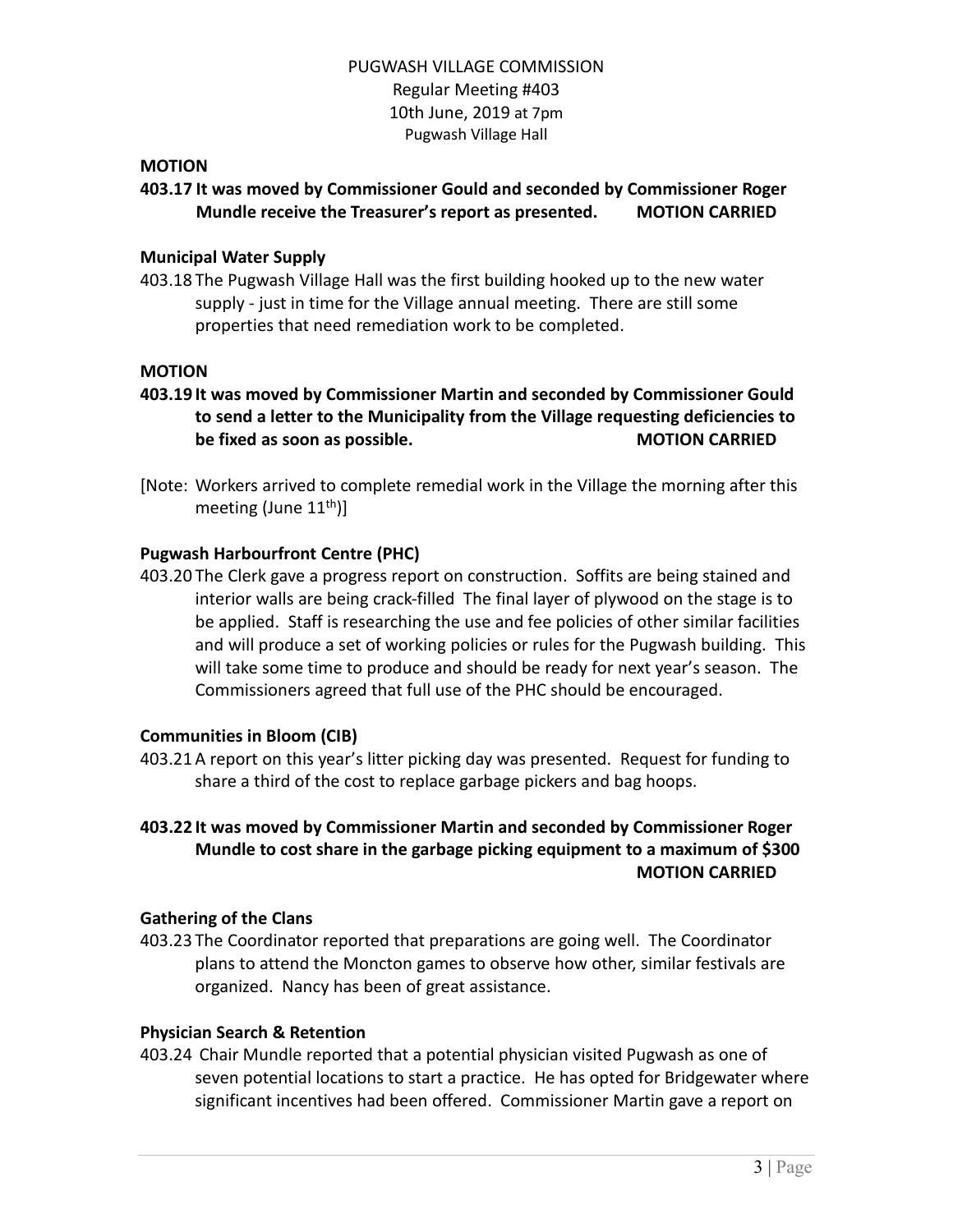PUGWASH VILLAGE COMMISSION
Regular Meeting #403
10th June, 2019 at 7pm
Pugwash Village Hall

**MOTION**

**403.17 It was moved by Commissioner Gould and seconded by Commissioner Roger Mundle receive the Treasurer's report as presented. MOTION CARRIED**

**Municipal Water Supply**

403.18 The Pugwash Village Hall was the first building hooked up to the new water supply - just in time for the Village annual meeting. There are still some properties that need remediation work to be completed.

**MOTION**

**403.19 It was moved by Commissioner Martin and seconded by Commissioner Gould to send a letter to the Municipality from the Village requesting deficiencies to be fixed as soon as possible. MOTION CARRIED**

[Note: Workers arrived to complete remedial work in the Village the morning after this meeting (June 11th)]

**Pugwash Harbourfront Centre (PHC)**

403.20 The Clerk gave a progress report on construction. Soffits are being stained and interior walls are being crack-filled The final layer of plywood on the stage is to be applied. Staff is researching the use and fee policies of other similar facilities and will produce a set of working policies or rules for the Pugwash building. This will take some time to produce and should be ready for next year's season. The Commissioners agreed that full use of the PHC should be encouraged.

**Communities in Bloom (CIB)**

403.21 A report on this year's litter picking day was presented. Request for funding to share a third of the cost to replace garbage pickers and bag hoops.

**403.22 It was moved by Commissioner Martin and seconded by Commissioner Roger Mundle to cost share in the garbage picking equipment to a maximum of $300 MOTION CARRIED**

**Gathering of the Clans**

403.23 The Coordinator reported that preparations are going well. The Coordinator plans to attend the Moncton games to observe how other, similar festivals are organized. Nancy has been of great assistance.

**Physician Search & Retention**

403.24 Chair Mundle reported that a potential physician visited Pugwash as one of seven potential locations to start a practice. He has opted for Bridgewater where significant incentives had been offered. Commissioner Martin gave a report on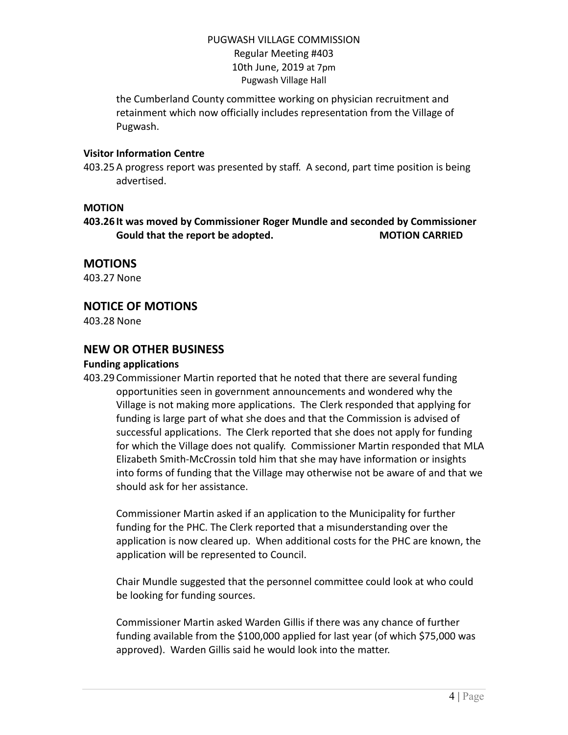the Cumberland County committee working on physician recruitment and retainment which now officially includes representation from the Village of Pugwash.

**Visitor Information Centre**

403.25 A progress report was presented by staff. A second, part time position is being advertised.

**MOTION**

**403.26 It was moved by Commissioner Roger Mundle and seconded by Commissioner Gould that the report be adopted. MOTION CARRIED**

## MOTIONS

403.27 None

## NOTICE OF MOTIONS

403.28 None

## NEW OR OTHER BUSINESS

**Funding applications**

403.29 Commissioner Martin reported that he noted that there are several funding opportunities seen in government announcements and wondered why the Village is not making more applications. The Clerk responded that applying for funding is large part of what she does and that the Commission is advised of successful applications. The Clerk reported that she does not apply for funding for which the Village does not qualify. Commissioner Martin responded that MLA Elizabeth Smith-McCrossin told him that she may have information or insights into forms of funding that the Village may otherwise not be aware of and that we should ask for her assistance.

Commissioner Martin asked if an application to the Municipality for further funding for the PHC. The Clerk reported that a misunderstanding over the application is now cleared up. When additional costs for the PHC are known, the application will be represented to Council.

Chair Mundle suggested that the personnel committee could look at who could be looking for funding sources.

Commissioner Martin asked Warden Gillis if there was any chance of further funding available from the $100,000 applied for last year (of which $75,000 was approved). Warden Gillis said he would look into the matter.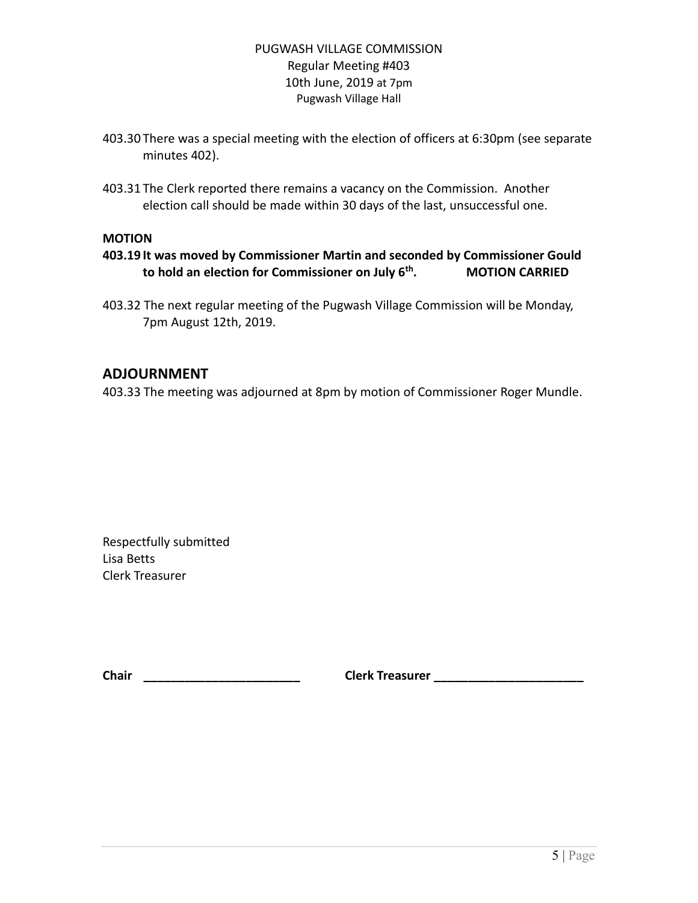PUGWASH VILLAGE COMMISSION
Regular Meeting #403
10th June, 2019 at 7pm
Pugwash Village Hall

403.30 There was a special meeting with the election of officers at 6:30pm (see separate minutes 402).

403.31 The Clerk reported there remains a vacancy on the Commission. Another election call should be made within 30 days of the last, unsuccessful one.

**MOTION**

**403.19 It was moved by Commissioner Martin and seconded by Commissioner Gould to hold an election for Commissioner on July 6th. MOTION CARRIED**

403.32 The next regular meeting of the Pugwash Village Commission will be Monday, 7pm August 12th, 2019.

## ADJOURNMENT

403.33 The meeting was adjourned at 8pm by motion of Commissioner Roger Mundle.

Respectfully submitted
Lisa Betts
Clerk Treasurer

**Chair** \_\_\_\_\_\_\_\_\_\_\_\_\_\_\_\_\_\_\_\_\_\_\_ **Clerk Treasurer** \_\_\_\_\_\_\_\_\_\_\_\_\_\_\_\_\_\_\_\_\_\_\_